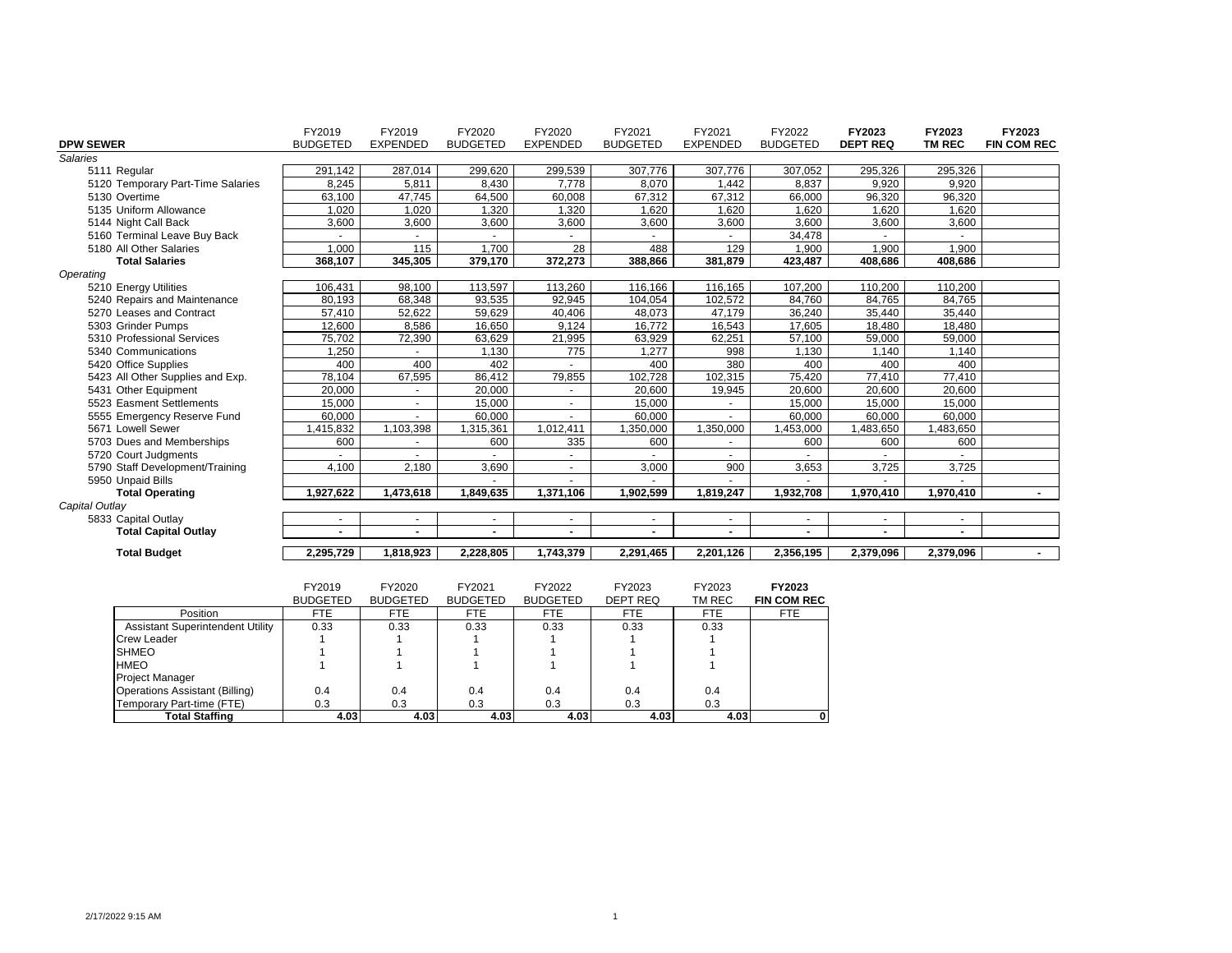| DPW SEWER | FY2019 BUDGETED | FY2019 EXPENDED | FY2020 BUDGETED | FY2020 EXPENDED | FY2021 BUDGETED | FY2021 EXPENDED | FY2022 BUDGETED | **FY2023 DEPT REQ** | **FY2023 TM REC** | **FY2023 FIN COM REC** |
|---|---|---|---|---|---|---|---|---|---|---|
| *Salaries* | | | | | | | | | | |
| 5111 Regular | 291,142 | 287,014 | 299,620 | 299,539 | 307,776 | 307,776 | 307,052 | 295,326 | 295,326 | |
| 5120 Temporary Part-Time Salaries | 8,245 | 5,811 | 8,430 | 7,778 | 8,070 | 1,442 | 8,837 | 9,920 | 9,920 | |
| 5130 Overtime | 63,100 | 47,745 | 64,500 | 60,008 | 67,312 | 67,312 | 66,000 | 96,320 | 96,320 | |
| 5135 Uniform Allowance | 1,020 | 1,020 | 1,320 | 1,320 | 1,620 | 1,620 | 1,620 | 1,620 | 1,620 | |
| 5144 Night Call Back | 3,600 | 3,600 | 3,600 | 3,600 | 3,600 | 3,600 | 3,600 | 3,600 | 3,600 | |
| 5160 Terminal Leave Buy Back | - | - | - | - | - | - | 34,478 | - | - | |
| 5180 All Other Salaries | 1,000 | 115 | 1,700 | 28 | 488 | 129 | 1,900 | 1,900 | 1,900 | |
| **Total Salaries** | **368,107** | **345,305** | **379,170** | **372,273** | **388,866** | **381,879** | **423,487** | **408,686** | **408,686** | |
| *Operating* | | | | | | | | | | |
| 5210 Energy Utilities | 106,431 | 98,100 | 113,597 | 113,260 | 116,166 | 116,165 | 107,200 | 110,200 | 110,200 | |
| 5240 Repairs and Maintenance | 80,193 | 68,348 | 93,535 | 92,945 | 104,054 | 102,572 | 84,760 | 84,765 | 84,765 | |
| 5270 Leases and Contract | 57,410 | 52,622 | 59,629 | 40,406 | 48,073 | 47,179 | 36,240 | 35,440 | 35,440 | |
| 5303 Grinder Pumps | 12,600 | 8,586 | 16,650 | 9,124 | 16,772 | 16,543 | 17,605 | 18,480 | 18,480 | |
| 5310 Professional Services | 75,702 | 72,390 | 63,629 | 21,995 | 63,929 | 62,251 | 57,100 | 59,000 | 59,000 | |
| 5340 Communications | 1,250 | - | 1,130 | 775 | 1,277 | 998 | 1,130 | 1,140 | 1,140 | |
| 5420 Office Supplies | 400 | 400 | 402 | - | 400 | 380 | 400 | 400 | 400 | |
| 5423 All Other Supplies and Exp. | 78,104 | 67,595 | 86,412 | 79,855 | 102,728 | 102,315 | 75,420 | 77,410 | 77,410 | |
| 5431 Other Equipment | 20,000 | - | 20,000 | - | 20,600 | 19,945 | 20,600 | 20,600 | 20,600 | |
| 5523 Easment Settlements | 15,000 | - | 15,000 | - | 15,000 | - | 15,000 | 15,000 | 15,000 | |
| 5555 Emergency Reserve Fund | 60,000 | - | 60,000 | - | 60,000 | - | 60,000 | 60,000 | 60,000 | |
| 5671 Lowell Sewer | 1,415,832 | 1,103,398 | 1,315,361 | 1,012,411 | 1,350,000 | 1,350,000 | 1,453,000 | 1,483,650 | 1,483,650 | |
| 5703 Dues and Memberships | 600 | - | 600 | 335 | 600 | - | 600 | 600 | 600 | |
| 5720 Court Judgments | - | - | - | - | - | - | - | - | - | |
| 5790 Staff Development/Training | 4,100 | 2,180 | 3,690 | - | 3,000 | 900 | 3,653 | 3,725 | 3,725 | |
| 5950 Unpaid Bills | | | - | - | - | - | - | - | - | |
| **Total Operating** | **1,927,622** | **1,473,618** | **1,849,635** | **1,371,106** | **1,902,599** | **1,819,247** | **1,932,708** | **1,970,410** | **1,970,410** | **-** |
| *Capital Outlay* | | | | | | | | | | |
| 5833 Capital Outlay | - | - | - | - | - | - | - | - | - | |
| **Total Capital Outlay** | **-** | **-** | **-** | **-** | **-** | **-** | **-** | **-** | **-** | |
| **Total Budget** | **2,295,729** | **1,818,923** | **2,228,805** | **1,743,379** | **2,291,465** | **2,201,126** | **2,356,195** | **2,379,096** | **2,379,096** | **-** |

| Position | FY2019 BUDGETED FTE | FY2020 BUDGETED FTE | FY2021 BUDGETED FTE | FY2022 BUDGETED FTE | FY2023 DEPT REQ FTE | FY2023 TM REC FTE | **FY2023 FIN COM REC** FTE |
|---|---|---|---|---|---|---|---|
| Assistant Superintendent Utility | 0.33 | 0.33 | 0.33 | 0.33 | 0.33 | 0.33 | |
| Crew Leader | 1 | 1 | 1 | 1 | 1 | 1 | |
| SHMEO | 1 | 1 | 1 | 1 | 1 | 1 | |
| HMEO | 1 | 1 | 1 | 1 | 1 | 1 | |
| Project Manager | | | | | | | |
| Operations Assistant (Billing) | 0.4 | 0.4 | 0.4 | 0.4 | 0.4 | 0.4 | |
| Temporary Part-time (FTE) | 0.3 | 0.3 | 0.3 | 0.3 | 0.3 | 0.3 | |
| **Total Staffing** | **4.03** | **4.03** | **4.03** | **4.03** | **4.03** | **4.03** | **0** |

2/17/2022 9:15 AM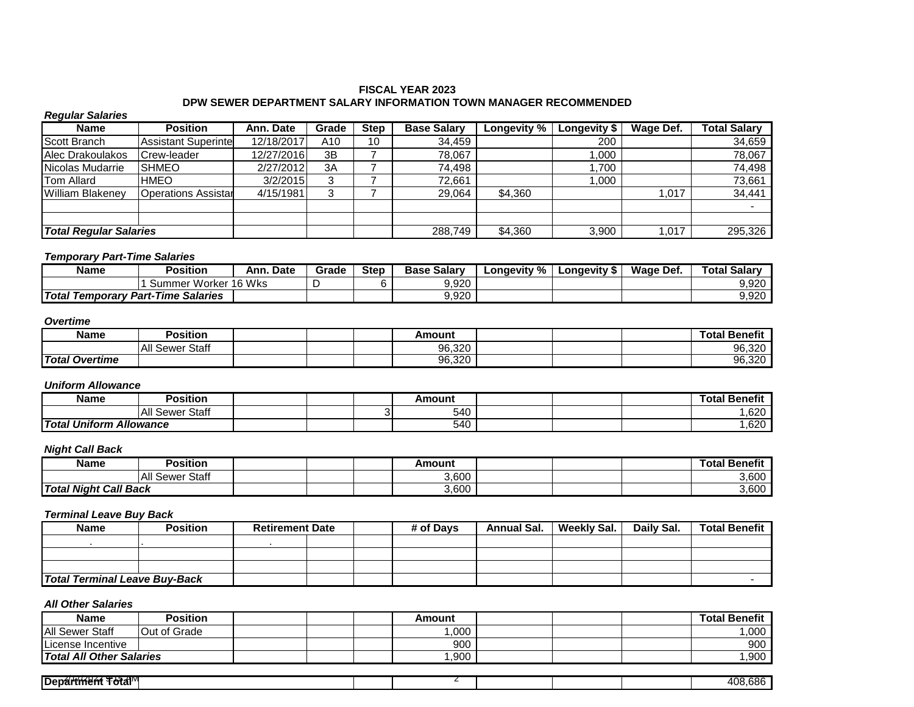**FISCAL YEAR 2023**
**DPW SEWER DEPARTMENT SALARY INFORMATION TOWN MANAGER RECOMMENDED**

***Regular Salaries***

| Name | Position | Ann. Date | Grade | Step | Base Salary | Longevity % | Longevity $ | Wage Def. | Total Salary |
|---|---|---|---|---|---|---|---|---|---|
| Scott Branch | Assistant Superinte | 12/18/2017 | A10 | 10 | 34,459 | | 200 | | 34,659 |
| Alec Drakoulakos | Crew-leader | 12/27/2016 | 3B | 7 | 78,067 | | 1,000 | | 78,067 |
| Nicolas Mudarrie | SHMEO | 2/27/2012 | 3A | 7 | 74,498 | | 1,700 | | 74,498 |
| Tom Allard | HMEO | 3/2/2015 | 3 | 7 | 72,661 | | 1,000 | | 73,661 |
| William Blakeney | Operations Assistar | 4/15/1981 | 3 | 7 | 29,064 | $4,360 | | 1,017 | 34,441 |
| | | | | | | | | | - |
| | | | | | | | | | |
| ***Total Regular Salaries*** | | | | | 288,749 | $4,360 | 3,900 | 1,017 | 295,326 |

***Temporary Part-Time Salaries***

| Name | Position | Ann. Date | Grade | Step | Base Salary | Longevity % | Longevity $ | Wage Def. | Total Salary |
|---|---|---|---|---|---|---|---|---|---|
| | 1 Summer Worker 16 Wks | | D | 6 | 9,920 | | | | 9,920 |
| ***Total Temporary Part-Time Salaries*** | | | | | 9,920 | | | | 9,920 |

***Overtime***

| Name | Position | | | | Amount | | | | Total Benefit |
|---|---|---|---|---|---|---|---|---|---|
| | All Sewer Staff | | | | 96,320 | | | | 96,320 |
| ***Total Overtime*** | | | | | 96,320 | | | | 96,320 |

***Uniform Allowance***

| Name | Position | | | | Amount | | | | Total Benefit |
|---|---|---|---|---|---|---|---|---|---|
| | All Sewer Staff | | | 3 | 540 | | | | 1,620 |
| ***Total Uniform Allowance*** | | | | | 540 | | | | 1,620 |

***Night Call Back***

| Name | Position | | | | Amount | | | | Total Benefit |
|---|---|---|---|---|---|---|---|---|---|
| | All Sewer Staff | | | | 3,600 | | | | 3,600 |
| ***Total Night Call Back*** | | | | | 3,600 | | | | 3,600 |

***Terminal Leave Buy Back***

| Name | Position | Retirement Date | | | # of Days | Annual Sal. | Weekly Sal. | Daily Sal. | Total Benefit |
|---|---|---|---|---|---|---|---|---|---|
| . | . | . | | | | | | | |
| | | | | | | | | | |
| | | | | | | | | | |
| ***Total Terminal Leave Buy-Back*** | | | | | | | | | - |

***All Other Salaries***

| Name | Position | | | | Amount | | | | Total Benefit |
|---|---|---|---|---|---|---|---|---|---|
| All Sewer Staff | Out of Grade | | | | 1,000 | | | | 1,000 |
| License Incentive | | | | | 900 | | | | 900 |
| ***Total All Other Salaries*** | | | | | 1,900 | | | | 1,900 |

| **Department Total** | | | | | | | | | 408,686 |
|---|---|---|---|---|---|---|---|---|---|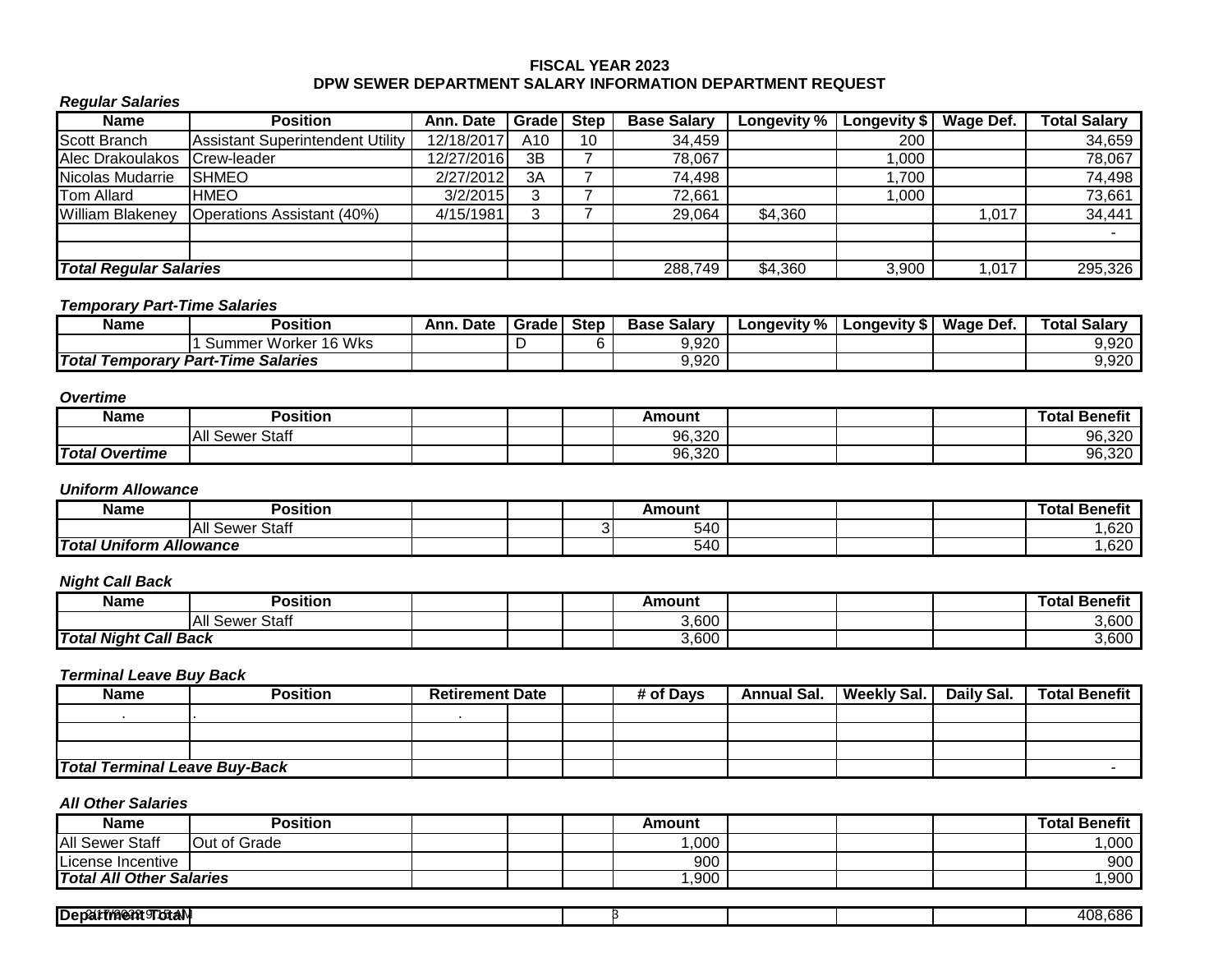**FISCAL YEAR 2023**
**DPW SEWER DEPARTMENT SALARY INFORMATION DEPARTMENT REQUEST**

***Regular Salaries***

| Name | Position | Ann. Date | Grade | Step | Base Salary | Longevity % | Longevity $ | Wage Def. | Total Salary |
|---|---|---|---|---|---|---|---|---|---|
| Scott Branch | Assistant Superintendent Utility | 12/18/2017 | A10 | 10 | 34,459 | | 200 | | 34,659 |
| Alec Drakoulakos | Crew-leader | 12/27/2016 | 3B | 7 | 78,067 | | 1,000 | | 78,067 |
| Nicolas Mudarrie | SHMEO | 2/27/2012 | 3A | 7 | 74,498 | | 1,700 | | 74,498 |
| Tom Allard | HMEO | 3/2/2015 | 3 | 7 | 72,661 | | 1,000 | | 73,661 |
| William Blakeney | Operations Assistant (40%) | 4/15/1981 | 3 | 7 | 29,064 | $4,360 | | 1,017 | 34,441 |
| | | | | | | | | | - |
| | | | | | | | | | |
| ***Total Regular Salaries*** | | | | | 288,749 | $4,360 | 3,900 | 1,017 | 295,326 |

***Temporary Part-Time Salaries***

| Name | Position | Ann. Date | Grade | Step | Base Salary | Longevity % | Longevity $ | Wage Def. | Total Salary |
|---|---|---|---|---|---|---|---|---|---|
| | 1 Summer Worker 16 Wks | | D | 6 | 9,920 | | | | 9,920 |
| ***Total Temporary Part-Time Salaries*** | | | | | 9,920 | | | | 9,920 |

***Overtime***

| Name | Position | | | | Amount | | | | Total Benefit |
|---|---|---|---|---|---|---|---|---|---|
| | All Sewer Staff | | | | 96,320 | | | | 96,320 |
| ***Total Overtime*** | | | | | 96,320 | | | | 96,320 |

***Uniform Allowance***

| Name | Position | | | | Amount | | | | Total Benefit |
|---|---|---|---|---|---|---|---|---|---|
| | All Sewer Staff | | | 3 | 540 | | | | 1,620 |
| ***Total Uniform Allowance*** | | | | | 540 | | | | 1,620 |

***Night Call Back***

| Name | Position | | | | Amount | | | | Total Benefit |
|---|---|---|---|---|---|---|---|---|---|
| | All Sewer Staff | | | | 3,600 | | | | 3,600 |
| ***Total Night Call Back*** | | | | | 3,600 | | | | 3,600 |

***Terminal Leave Buy Back***

| Name | Position | Retirement Date | | | # of Days | Annual Sal. | Weekly Sal. | Daily Sal. | Total Benefit |
|---|---|---|---|---|---|---|---|---|---|
| . | . | . | | | | | | | |
| | | | | | | | | | |
| | | | | | | | | | |
| ***Total Terminal Leave Buy-Back*** | | | | | | | | | - |

***All Other Salaries***

| Name | Position | | | | Amount | | | | Total Benefit |
|---|---|---|---|---|---|---|---|---|---|
| All Sewer Staff | Out of Grade | | | | 1,000 | | | | 1,000 |
| License Incentive | | | | | 900 | | | | 900 |
| ***Total All Other Salaries*** | | | | | 1,900 | | | | 1,900 |

| **Department Total** | | | | | | | | | 408,686 |
|---|---|---|---|---|---|---|---|---|---|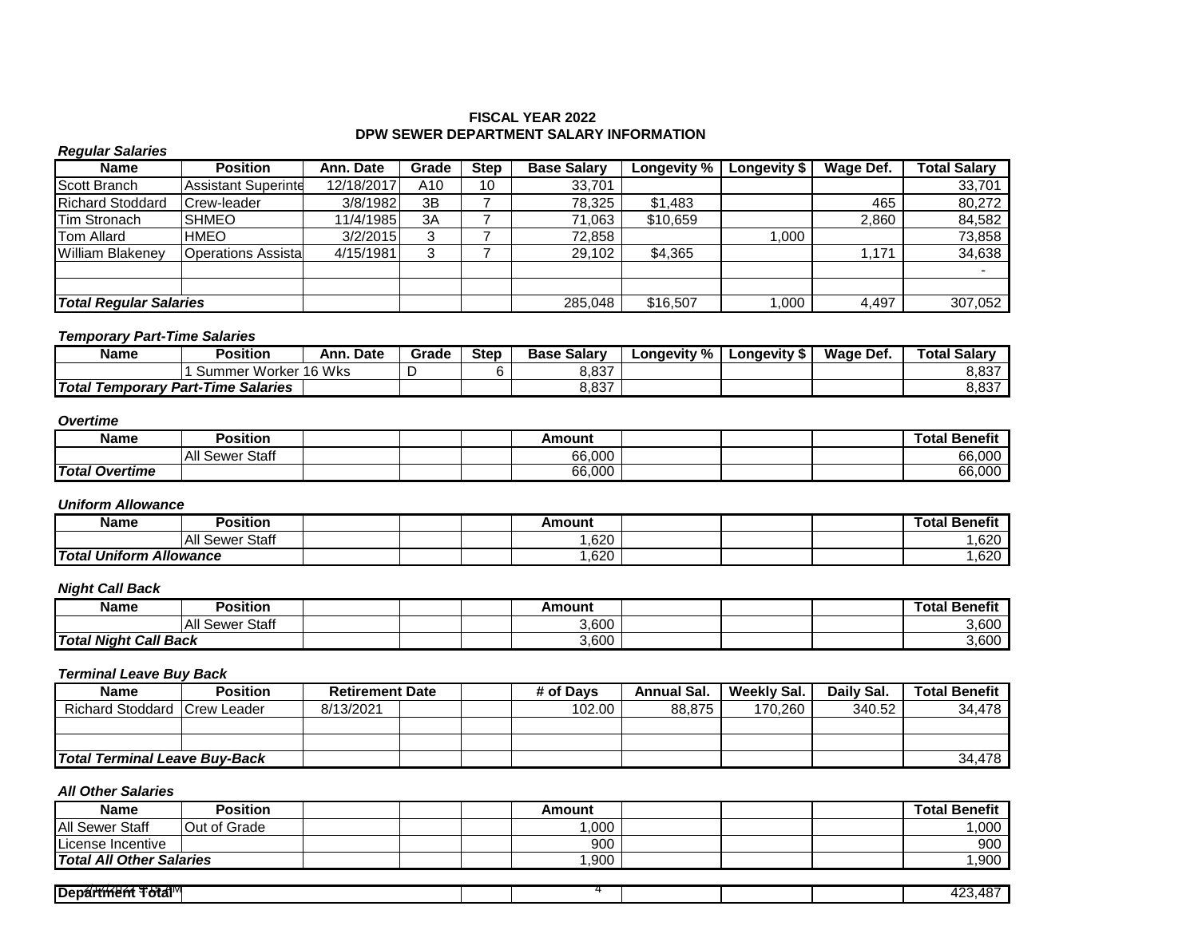**FISCAL YEAR 2022**
**DPW SEWER DEPARTMENT SALARY INFORMATION**

***Regular Salaries***

| Name | Position | Ann. Date | Grade | Step | Base Salary | Longevity % | Longevity $ | Wage Def. | Total Salary |
|---|---|---|---|---|---|---|---|---|---|
| Scott Branch | Assistant Superinte | 12/18/2017 | A10 | 10 | 33,701 | | | | 33,701 |
| Richard Stoddard | Crew-leader | 3/8/1982 | 3B | 7 | 78,325 | $1,483 | | 465 | 80,272 |
| Tim Stronach | SHMEO | 11/4/1985 | 3A | 7 | 71,063 | $10,659 | | 2,860 | 84,582 |
| Tom Allard | HMEO | 3/2/2015 | 3 | 7 | 72,858 | | 1,000 | | 73,858 |
| William Blakeney | Operations Assista | 4/15/1981 | 3 | 7 | 29,102 | $4,365 | | 1,171 | 34,638 |
| | | | | | | | | | - |
| | | | | | | | | | |
| ***Total Regular Salaries*** | | | | | 285,048 | $16,507 | 1,000 | 4,497 | 307,052 |

***Temporary Part-Time Salaries***

| Name | Position | Ann. Date | Grade | Step | Base Salary | Longevity % | Longevity $ | Wage Def. | Total Salary |
|---|---|---|---|---|---|---|---|---|---|
| | 1 Summer Worker 16 Wks | | D | 6 | 8,837 | | | | 8,837 |
| ***Total Temporary Part-Time Salaries*** | | | | | 8,837 | | | | 8,837 |

***Overtime***

| Name | Position | | | | Amount | | | | Total Benefit |
|---|---|---|---|---|---|---|---|---|---|
| | All Sewer Staff | | | | 66,000 | | | | 66,000 |
| ***Total Overtime*** | | | | | 66,000 | | | | 66,000 |

***Uniform Allowance***

| Name | Position | | | | Amount | | | | Total Benefit |
|---|---|---|---|---|---|---|---|---|---|
| | All Sewer Staff | | | | 1,620 | | | | 1,620 |
| ***Total Uniform Allowance*** | | | | | 1,620 | | | | 1,620 |

***Night Call Back***

| Name | Position | | | | Amount | | | | Total Benefit |
|---|---|---|---|---|---|---|---|---|---|
| | All Sewer Staff | | | | 3,600 | | | | 3,600 |
| ***Total Night Call Back*** | | | | | 3,600 | | | | 3,600 |

***Terminal Leave Buy Back***

| Name | Position | Retirement Date | | | # of Days | Annual Sal. | Weekly Sal. | Daily Sal. | Total Benefit |
|---|---|---|---|---|---|---|---|---|---|
| Richard Stoddard | Crew Leader | 8/13/2021 | | | 102.00 | 88,875 | 170,260 | 340.52 | 34,478 |
| | | | | | | | | | |
| | | | | | | | | | |
| ***Total Terminal Leave Buy-Back*** | | | | | | | | | 34,478 |

***All Other Salaries***

| Name | Position | | | | Amount | | | | Total Benefit |
|---|---|---|---|---|---|---|---|---|---|
| All Sewer Staff | Out of Grade | | | | 1,000 | | | | 1,000 |
| License Incentive | | | | | 900 | | | | 900 |
| ***Total All Other Salaries*** | | | | | 1,900 | | | | 1,900 |

| | | | | | | | | | |
|---|---|---|---|---|---|---|---|---|---|
| **Department Total** | | | | | | | | | 423,487 |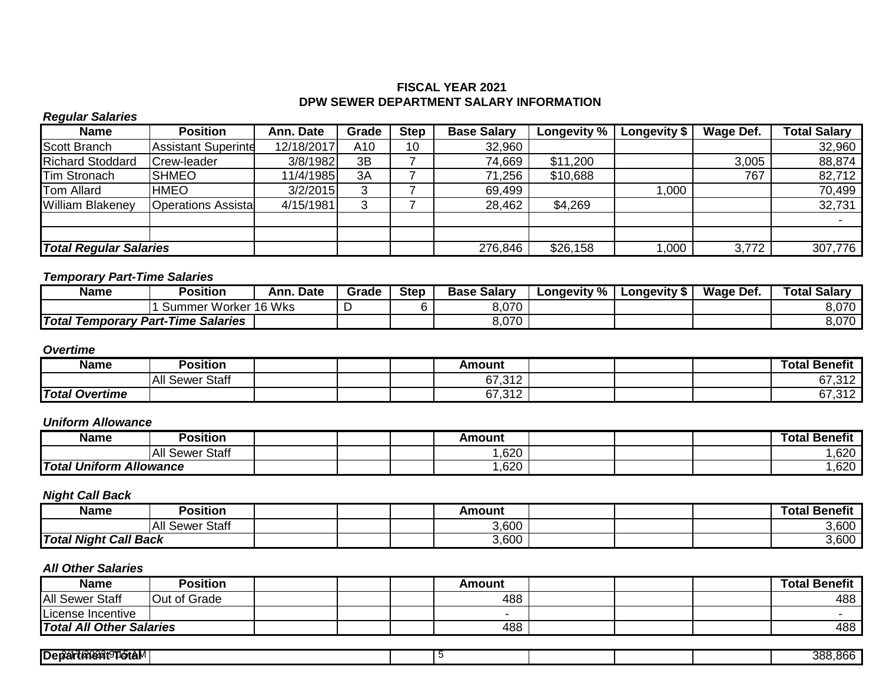**FISCAL YEAR 2021**
**DPW SEWER DEPARTMENT SALARY INFORMATION**

***Regular Salaries***

| Name | Position | Ann. Date | Grade | Step | Base Salary | Longevity % | Longevity $ | Wage Def. | Total Salary |
|---|---|---|---|---|---|---|---|---|---|
| Scott Branch | Assistant Superinte | 12/18/2017 | A10 | 10 | 32,960 | | | | 32,960 |
| Richard Stoddard | Crew-leader | 3/8/1982 | 3B | 7 | 74,669 | $11,200 | | 3,005 | 88,874 |
| Tim Stronach | SHMEO | 11/4/1985 | 3A | 7 | 71,256 | $10,688 | | 767 | 82,712 |
| Tom Allard | HMEO | 3/2/2015 | 3 | 7 | 69,499 | | 1,000 | | 70,499 |
| William Blakeney | Operations Assista | 4/15/1981 | 3 | 7 | 28,462 | $4,269 | | | 32,731 |
| | | | | | | | | | - |
| | | | | | | | | | |
| ***Total Regular Salaries*** | | | | | 276,846 | $26,158 | 1,000 | 3,772 | 307,776 |

***Temporary Part-Time Salaries***

| Name | Position | Ann. Date | Grade | Step | Base Salary | Longevity % | Longevity $ | Wage Def. | Total Salary |
|---|---|---|---|---|---|---|---|---|---|
| | 1 Summer Worker 16 Wks | | D | 6 | 8,070 | | | | 8,070 |
| ***Total Temporary Part-Time Salaries*** | | | | | 8,070 | | | | 8,070 |

***Overtime***

| Name | Position | | | | Amount | | | | Total Benefit |
|---|---|---|---|---|---|---|---|---|---|
| | All Sewer Staff | | | | 67,312 | | | | 67,312 |
| ***Total Overtime*** | | | | | 67,312 | | | | 67,312 |

***Uniform Allowance***

| Name | Position | | | | Amount | | | | Total Benefit |
|---|---|---|---|---|---|---|---|---|---|
| | All Sewer Staff | | | | 1,620 | | | | 1,620 |
| ***Total Uniform Allowance*** | | | | | 1,620 | | | | 1,620 |

***Night Call Back***

| Name | Position | | | | Amount | | | | Total Benefit |
|---|---|---|---|---|---|---|---|---|---|
| | All Sewer Staff | | | | 3,600 | | | | 3,600 |
| ***Total Night Call Back*** | | | | | 3,600 | | | | 3,600 |

***All Other Salaries***

| Name | Position | | | | Amount | | | | Total Benefit |
|---|---|---|---|---|---|---|---|---|---|
| All Sewer Staff | Out of Grade | | | | 488 | | | | 488 |
| License Incentive | | | | | - | | | | - |
| ***Total All Other Salaries*** | | | | | 488 | | | | 488 |

| **Department Total** | | | | | | | | | 388,866 |
|---|---|---|---|---|---|---|---|---|---|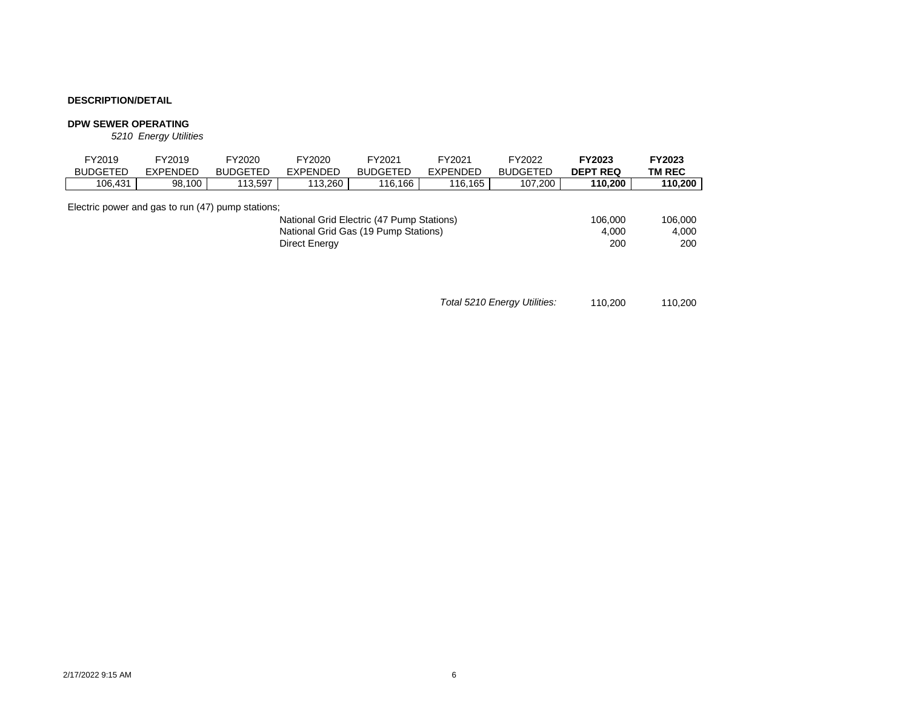**DESCRIPTION/DETAIL**

**DPW SEWER OPERATING**

*5210 Energy Utilities*

| FY2019 BUDGETED | FY2019 EXPENDED | FY2020 BUDGETED | FY2020 EXPENDED | FY2021 BUDGETED | FY2021 EXPENDED | FY2022 BUDGETED | **FY2023 DEPT REQ** | **FY2023 TM REC** |
|---|---|---|---|---|---|---|---|---|
| 106,431 | 98,100 | 113,597 | 113,260 | 116,166 | 116,165 | 107,200 | **110,200** | **110,200** |

Electric power and gas to run (47) pump stations;

| | DEPT REQ | TM REC |
|---|---|---|
| National Grid Electric (47 Pump Stations) | 106,000 | 106,000 |
| National Grid Gas (19 Pump Stations) | 4,000 | 4,000 |
| Direct Energy | 200 | 200 |
| *Total 5210 Energy Utilities:* | 110,200 | 110,200 |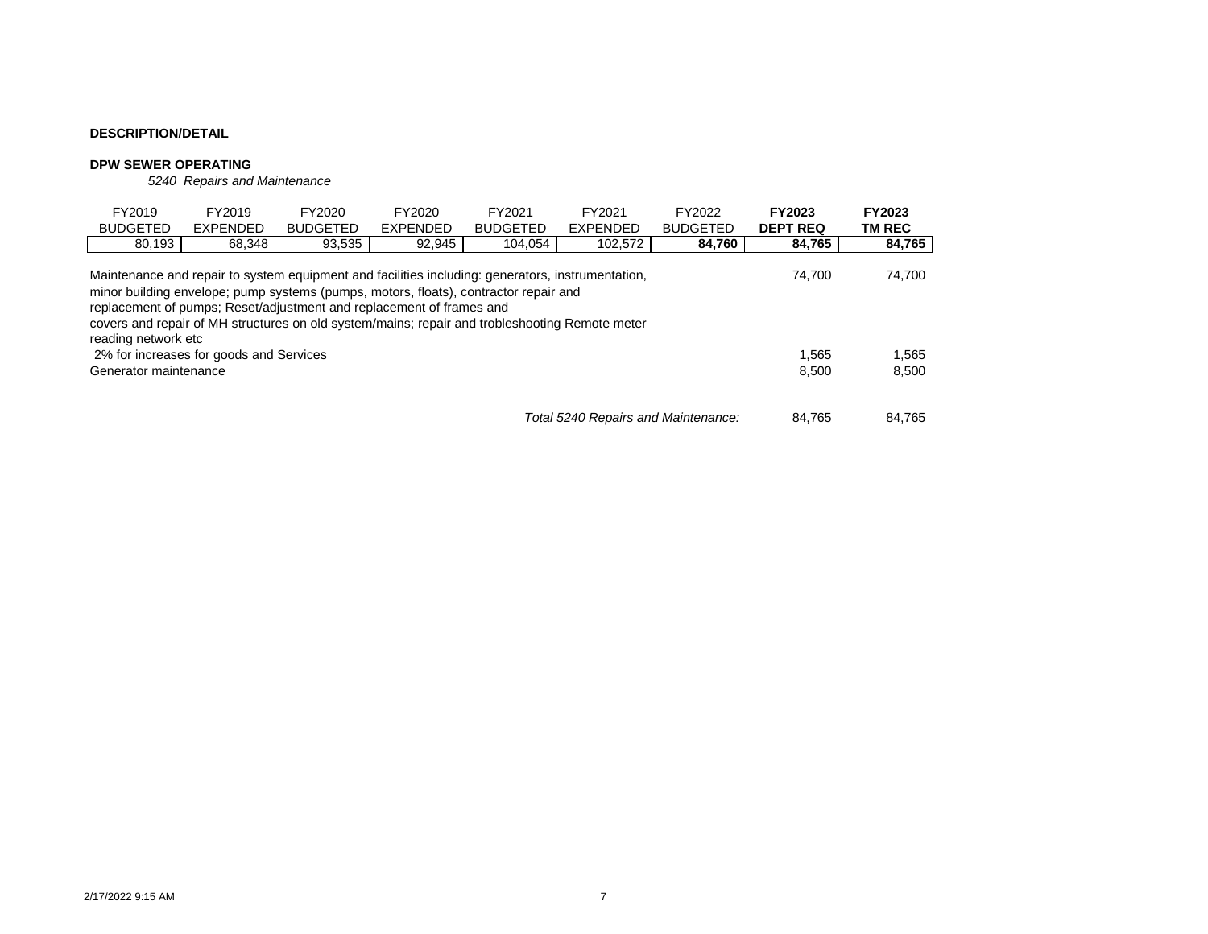**DESCRIPTION/DETAIL**

**DPW SEWER OPERATING**

*5240 Repairs and Maintenance*

| FY2019 BUDGETED | FY2019 EXPENDED | FY2020 BUDGETED | FY2020 EXPENDED | FY2021 BUDGETED | FY2021 EXPENDED | FY2022 BUDGETED | **FY2023 DEPT REQ** | **FY2023 TM REC** |
|---|---|---|---|---|---|---|---|---|
| 80,193 | 68,348 | 93,535 | 92,945 | 104,054 | 102,572 | **84,760** | **84,765** | **84,765** |

| Description | FY2023 DEPT REQ | FY2023 TM REC |
|---|---|---|
| Maintenance and repair to system equipment and facilities including: generators, instrumentation, minor building envelope; pump systems (pumps, motors, floats), contractor repair and replacement of pumps; Reset/adjustment and replacement of frames and covers and repair of MH structures on old system/mains; repair and trobleshooting Remote meter reading network etc | 74,700 | 74,700 |
| 2% for increases for goods and Services | 1,565 | 1,565 |
| Generator maintenance | 8,500 | 8,500 |
| *Total 5240 Repairs and Maintenance:* | 84,765 | 84,765 |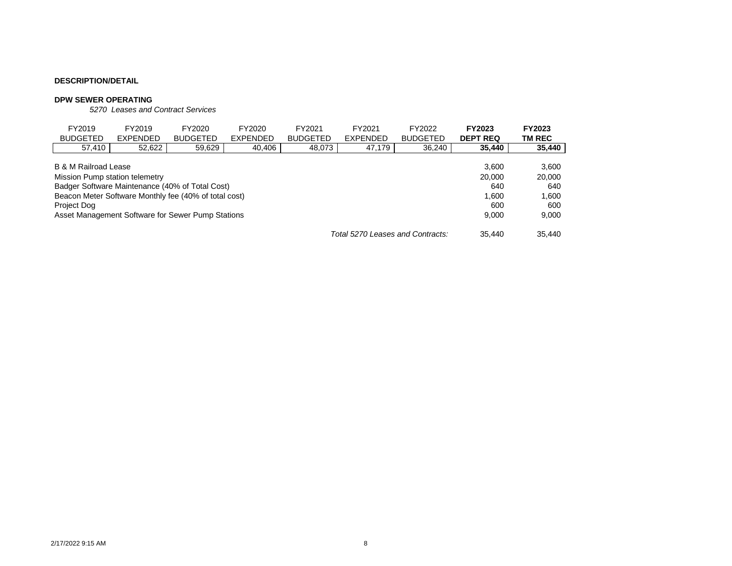**DESCRIPTION/DETAIL**

**DPW SEWER OPERATING**

*5270 Leases and Contract Services*

| FY2019 BUDGETED | FY2019 EXPENDED | FY2020 BUDGETED | FY2020 EXPENDED | FY2021 BUDGETED | FY2021 EXPENDED | FY2022 BUDGETED | **FY2023 DEPT REQ** | **FY2023 TM REC** |
|---|---|---|---|---|---|---|---|---|
| 57,410 | 52,622 | 59,629 | 40,406 | 48,073 | 47,179 | 36,240 | **35,440** | **35,440** |

| Item | FY2023 DEPT REQ | FY2023 TM REC |
|---|---|---|
| B & M Railroad Lease | 3,600 | 3,600 |
| Mission Pump station telemetry | 20,000 | 20,000 |
| Badger Software Maintenance (40% of Total Cost) | 640 | 640 |
| Beacon Meter Software Monthly fee (40% of total cost) | 1,600 | 1,600 |
| Project Dog | 600 | 600 |
| Asset Management Software for Sewer Pump Stations | 9,000 | 9,000 |
| *Total 5270 Leases and Contracts:* | 35,440 | 35,440 |

2/17/2022 9:15 AM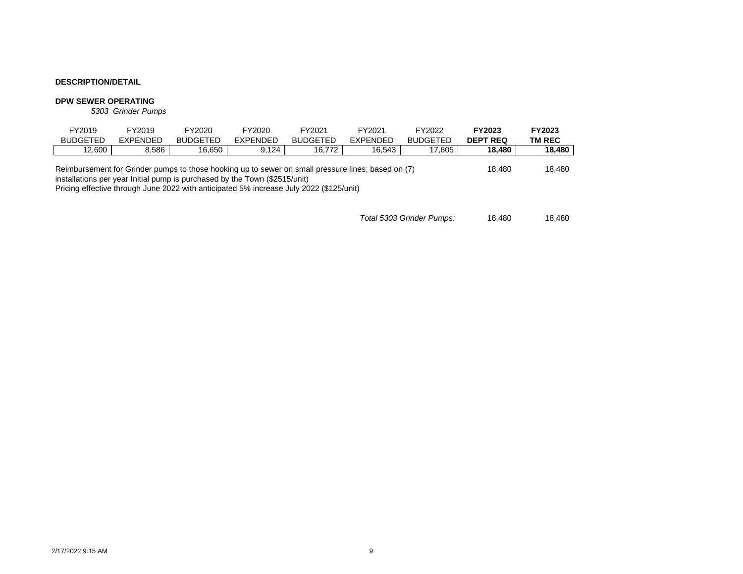**DESCRIPTION/DETAIL**

**DPW SEWER OPERATING**

*5303 Grinder Pumps*

| FY2019 BUDGETED | FY2019 EXPENDED | FY2020 BUDGETED | FY2020 EXPENDED | FY2021 BUDGETED | FY2021 EXPENDED | FY2022 BUDGETED | **FY2023 DEPT REQ** | **FY2023 TM REC** |
|---|---|---|---|---|---|---|---|---|
| 12,600 | 8,586 | 16,650 | 9,124 | 16,772 | 16,543 | 17,605 | **18,480** | **18,480** |

| Description | FY2023 DEPT REQ | FY2023 TM REC |
|---|---|---|
| Reimbursement for Grinder pumps to those hooking up to sewer on small pressure lines; based on (7) installations per year Initial pump is purchased by the Town ($2515/unit) Pricing effective through June 2022 with anticipated 5% increase July 2022 ($125/unit) | 18,480 | 18,480 |
| *Total 5303 Grinder Pumps:* | 18,480 | 18,480 |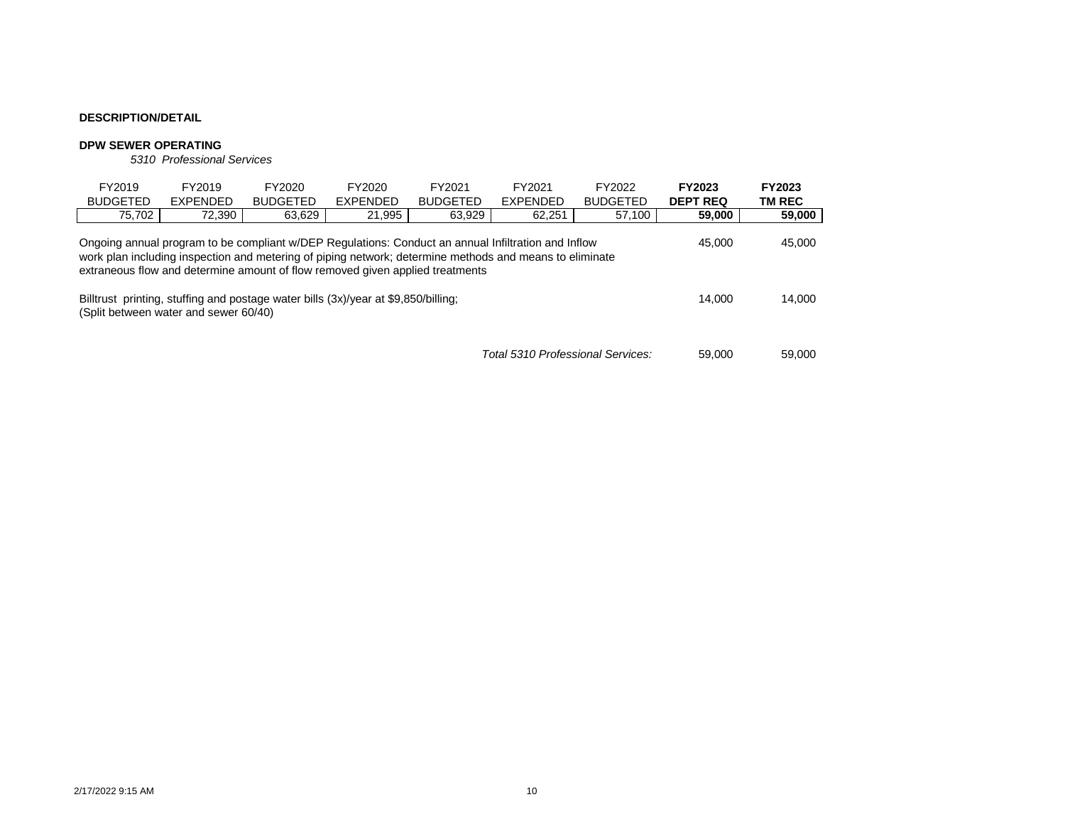**DESCRIPTION/DETAIL**

**DPW SEWER OPERATING**

*5310 Professional Services*

| FY2019 BUDGETED | FY2019 EXPENDED | FY2020 BUDGETED | FY2020 EXPENDED | FY2021 BUDGETED | FY2021 EXPENDED | FY2022 BUDGETED | **FY2023 DEPT REQ** | **FY2023 TM REC** |
|---|---|---|---|---|---|---|---|---|
| 75,702 | 72,390 | 63,629 | 21,995 | 63,929 | 62,251 | 57,100 | **59,000** | **59,000** |

| Description | FY2023 DEPT REQ | FY2023 TM REC |
|---|---|---|
| Ongoing annual program to be compliant w/DEP Regulations: Conduct an annual Infiltration and Inflow work plan including inspection and metering of piping network; determine methods and means to eliminate extraneous flow and determine amount of flow removed given applied treatments | 45,000 | 45,000 |
| Billtrust printing, stuffing and postage water bills (3x)/year at $9,850/billing; (Split between water and sewer 60/40) | 14,000 | 14,000 |
| *Total 5310 Professional Services:* | 59,000 | 59,000 |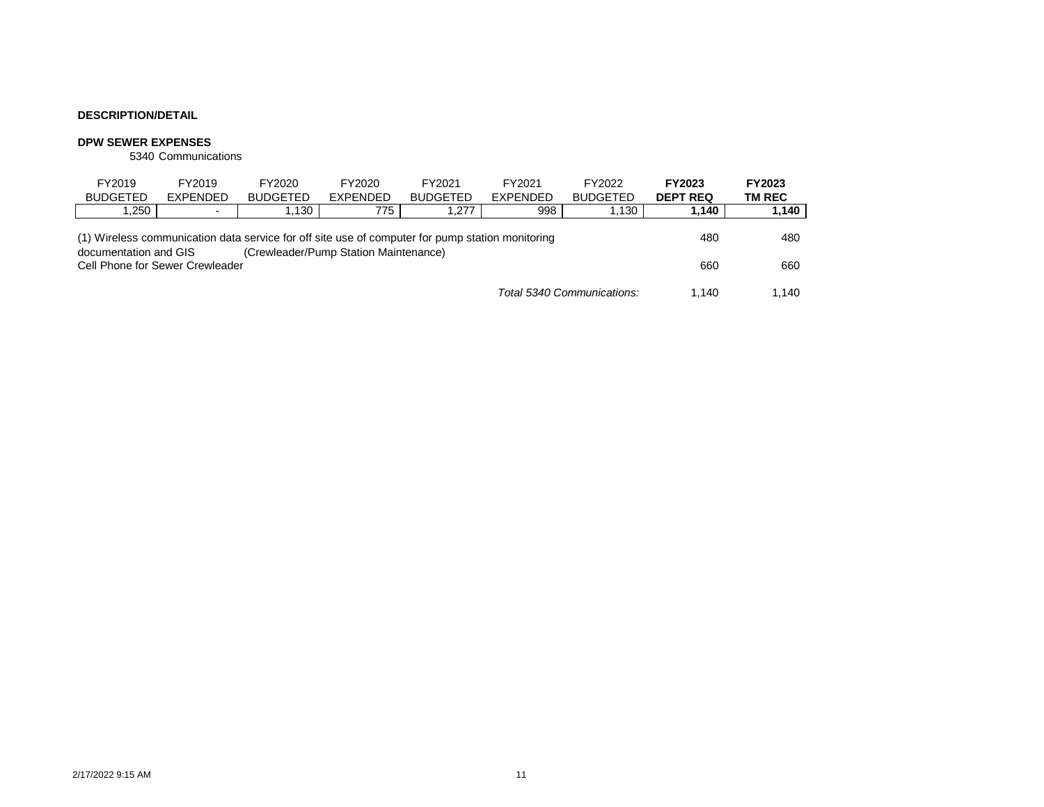**DESCRIPTION/DETAIL**

**DPW SEWER EXPENSES**

5340 Communications

| FY2019 BUDGETED | FY2019 EXPENDED | FY2020 BUDGETED | FY2020 EXPENDED | FY2021 BUDGETED | FY2021 EXPENDED | FY2022 BUDGETED | **FY2023 DEPT REQ** | **FY2023 TM REC** |
|---|---|---|---|---|---|---|---|---|
| 1,250 | - | 1,130 | 775 | 1,277 | 998 | 1,130 | **1,140** | **1,140** |

| Description | FY2023 DEPT REQ | FY2023 TM REC |
|---|---|---|
| (1) Wireless communication data service for off site use of computer for pump station monitoring documentation and GIS (Crewleader/Pump Station Maintenance) | 480 | 480 |
| Cell Phone for Sewer Crewleader | 660 | 660 |
| *Total 5340 Communications:* | 1,140 | 1,140 |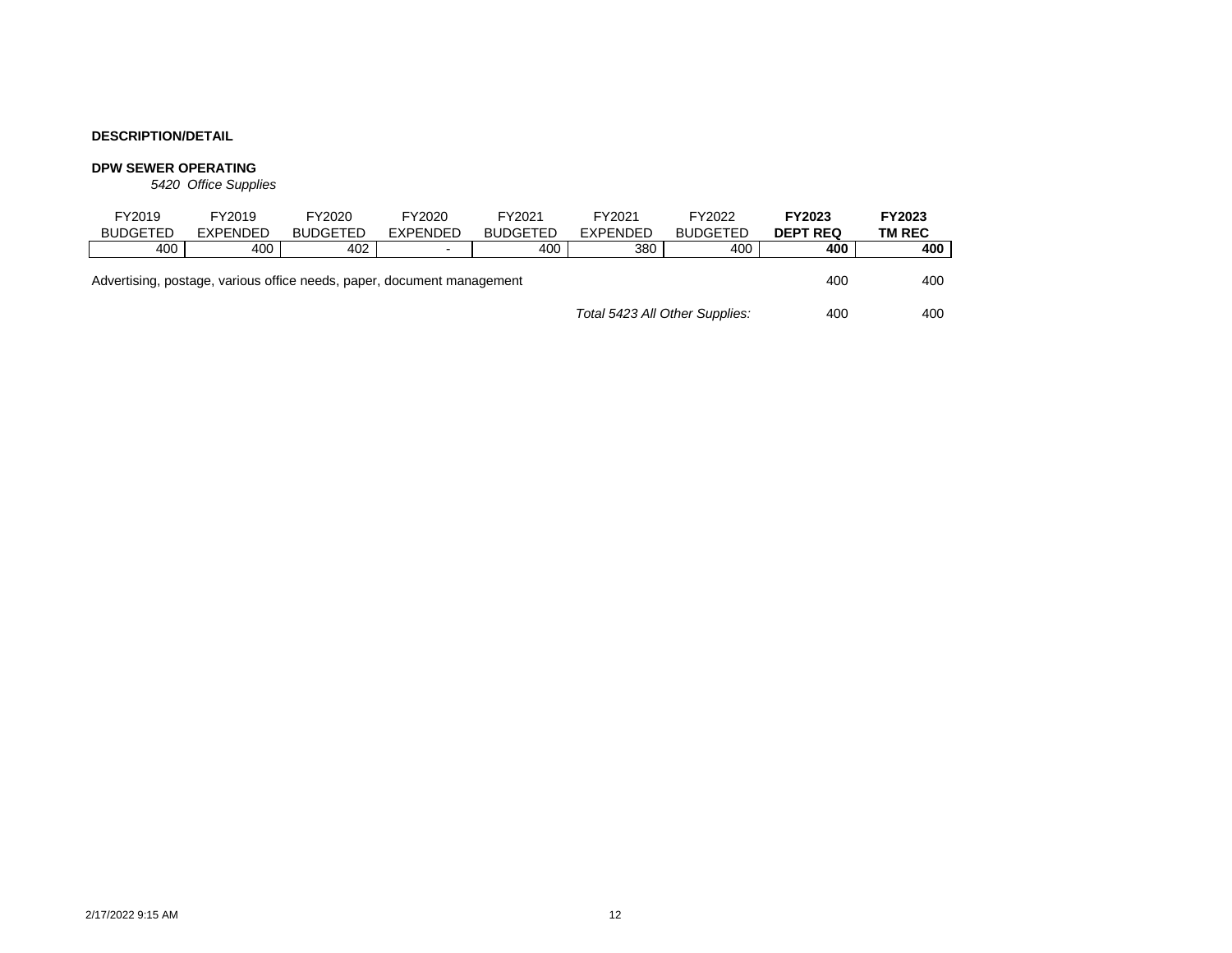**DESCRIPTION/DETAIL**

**DPW SEWER OPERATING**

*5420 Office Supplies*

| FY2019 BUDGETED | FY2019 EXPENDED | FY2020 BUDGETED | FY2020 EXPENDED | FY2021 BUDGETED | FY2021 EXPENDED | FY2022 BUDGETED | **FY2023 DEPT REQ** | **FY2023 TM REC** |
|---|---|---|---|---|---|---|---|---|
| 400 | 400 | 402 | - | 400 | 380 | 400 | **400** | **400** |

| Description | FY2023 DEPT REQ | FY2023 TM REC |
|---|---|---|
| Advertising, postage, various office needs, paper, document management | 400 | 400 |
| *Total 5423 All Other Supplies:* | 400 | 400 |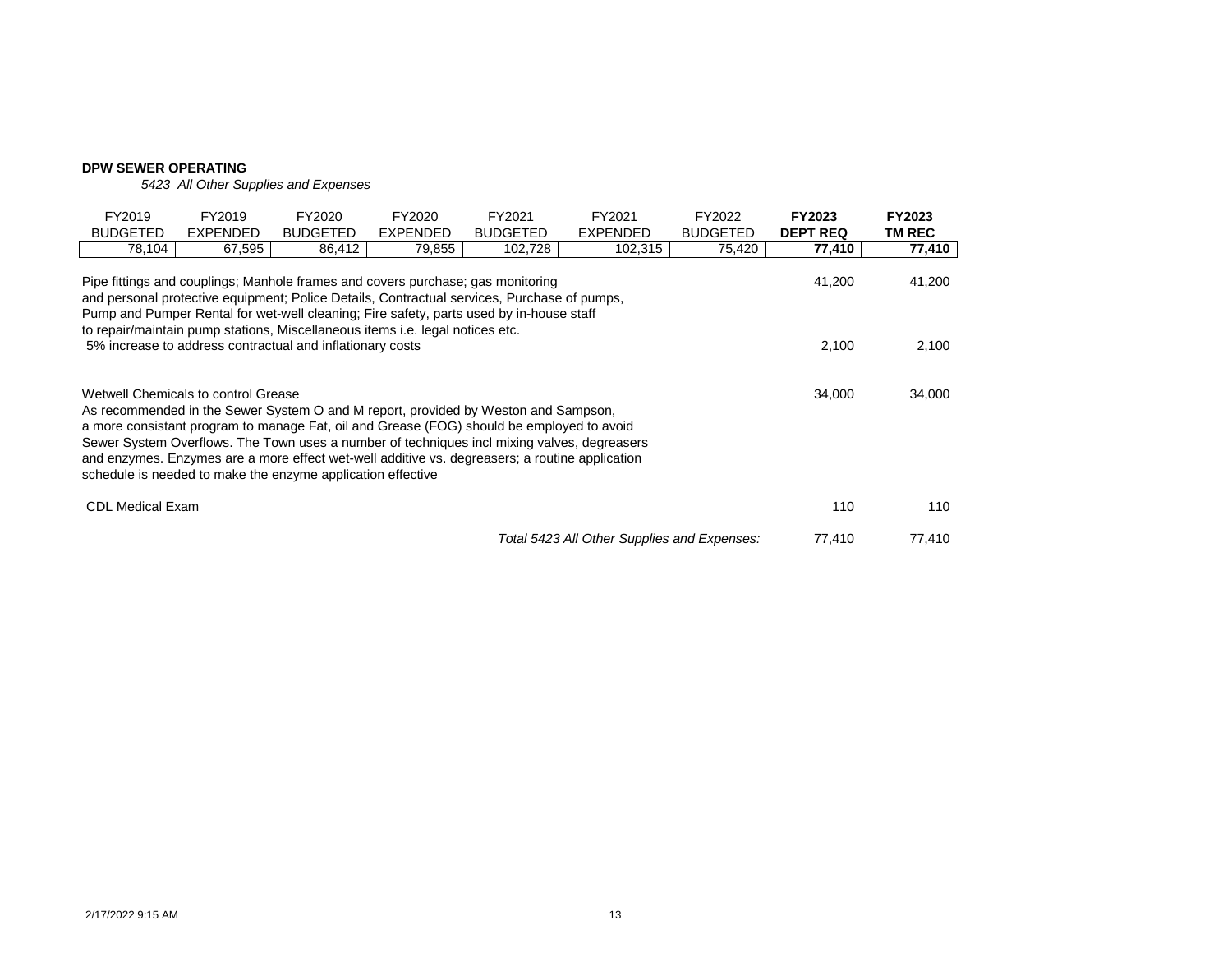**DPW SEWER OPERATING**

*5423 All Other Supplies and Expenses*

| FY2019 BUDGETED | FY2019 EXPENDED | FY2020 BUDGETED | FY2020 EXPENDED | FY2021 BUDGETED | FY2021 EXPENDED | FY2022 BUDGETED | **FY2023 DEPT REQ** | **FY2023 TM REC** |
|---|---|---|---|---|---|---|---|---|
| 78,104 | 67,595 | 86,412 | 79,855 | 102,728 | 102,315 | 75,420 | **77,410** | **77,410** |

| Description | FY2023 DEPT REQ | FY2023 TM REC |
|---|---|---|
| Pipe fittings and couplings; Manhole frames and covers purchase; gas monitoring and personal protective equipment; Police Details, Contractual services, Purchase of pumps, Pump and Pumper Rental for wet-well cleaning; Fire safety, parts used by in-house staff to repair/maintain pump stations, Miscellaneous items i.e. legal notices etc. | 41,200 | 41,200 |
| 5% increase to address contractual and inflationary costs | 2,100 | 2,100 |
| Wetwell Chemicals to control Grease<br>As recommended in the Sewer System O and M report, provided by Weston and Sampson, a more consistant program to manage Fat, oil and Grease (FOG) should be employed to avoid Sewer System Overflows. The Town uses a number of techniques incl mixing valves, degreasers and enzymes. Enzymes are a more effect wet-well additive vs. degreasers; a routine application schedule is needed to make the enzyme application effective | 34,000 | 34,000 |
| CDL Medical Exam | 110 | 110 |
| *Total 5423 All Other Supplies and Expenses:* | 77,410 | 77,410 |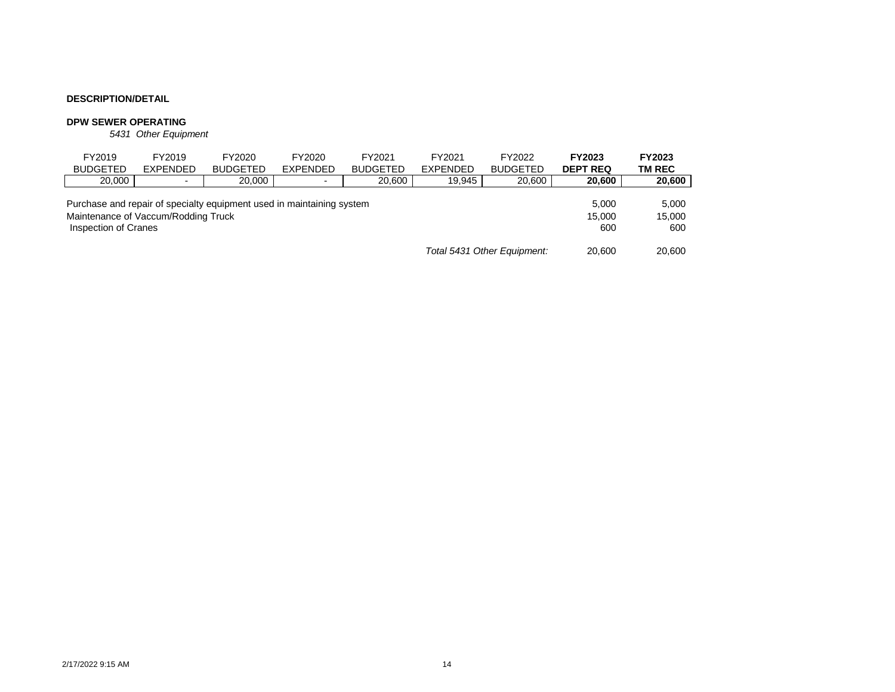**DESCRIPTION/DETAIL**

**DPW SEWER OPERATING**

*5431 Other Equipment*

| FY2019 BUDGETED | FY2019 EXPENDED | FY2020 BUDGETED | FY2020 EXPENDED | FY2021 BUDGETED | FY2021 EXPENDED | FY2022 BUDGETED | **FY2023 DEPT REQ** | **FY2023 TM REC** |
|---|---|---|---|---|---|---|---|---|
| 20,000 | - | 20,000 | - | 20,600 | 19,945 | 20,600 | **20,600** | **20,600** |

| Description | FY2023 DEPT REQ | FY2023 TM REC |
|---|---|---|
| Purchase and repair of specialty equipment used in maintaining system | 5,000 | 5,000 |
| Maintenance of Vaccum/Rodding Truck | 15,000 | 15,000 |
| Inspection of Cranes | 600 | 600 |
| *Total 5431 Other Equipment:* | 20,600 | 20,600 |

2/17/2022 9:15 AM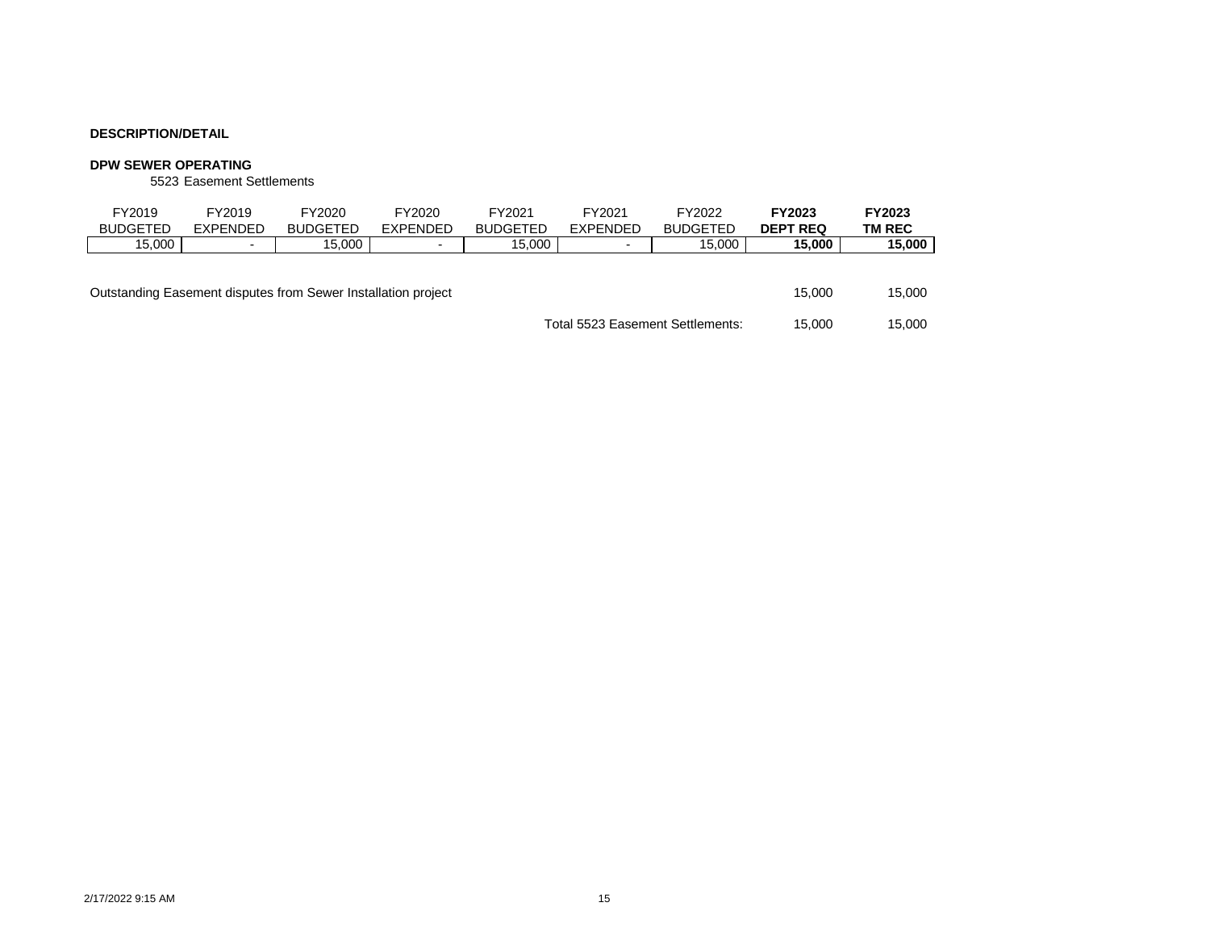**DESCRIPTION/DETAIL**

**DPW SEWER OPERATING**

5523 Easement Settlements

| FY2019 BUDGETED | FY2019 EXPENDED | FY2020 BUDGETED | FY2020 EXPENDED | FY2021 BUDGETED | FY2021 EXPENDED | FY2022 BUDGETED | **FY2023 DEPT REQ** | **FY2023 TM REC** |
|---|---|---|---|---|---|---|---|---|
| 15,000 | - | 15,000 | - | 15,000 | - | 15,000 | **15,000** | **15,000** |

| Description | FY2023 DEPT REQ | FY2023 TM REC |
|---|---|---|
| Outstanding Easement disputes from Sewer Installation project | 15,000 | 15,000 |
| Total 5523 Easement Settlements: | 15,000 | 15,000 |

2/17/2022 9:15 AM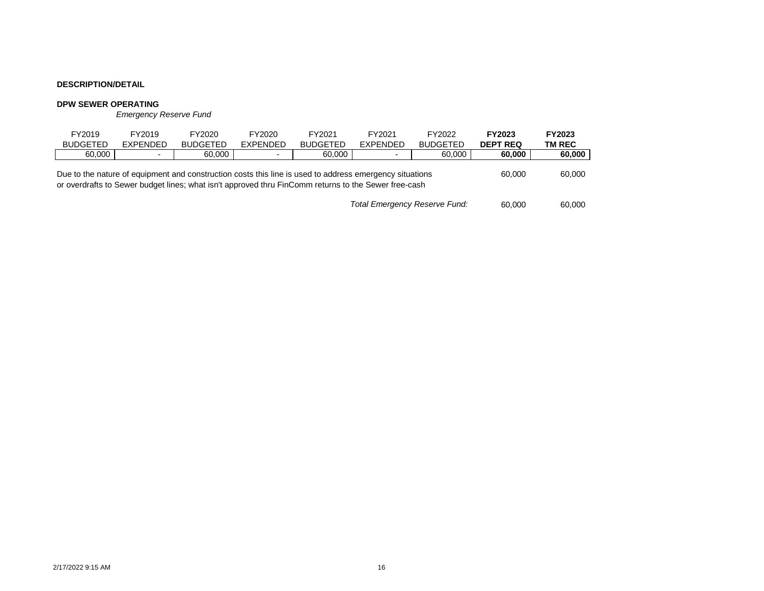**DESCRIPTION/DETAIL**

**DPW SEWER OPERATING**

*Emergency Reserve Fund*

| FY2019 BUDGETED | FY2019 EXPENDED | FY2020 BUDGETED | FY2020 EXPENDED | FY2021 BUDGETED | FY2021 EXPENDED | FY2022 BUDGETED | **FY2023 DEPT REQ** | **FY2023 TM REC** |
|---|---|---|---|---|---|---|---|---|
| 60,000 | - | 60,000 | - | 60,000 | - | 60,000 | **60,000** | **60,000** |

| | FY2023 DEPT REQ | FY2023 TM REC |
|---|---|---|
| Due to the nature of equipment and construction costs this line is used to address emergency situations or overdrafts to Sewer budget lines; what isn't approved thru FinComm returns to the Sewer free-cash | 60,000 | 60,000 |
| *Total Emergency Reserve Fund:* | 60,000 | 60,000 |

2/17/2022 9:15 AM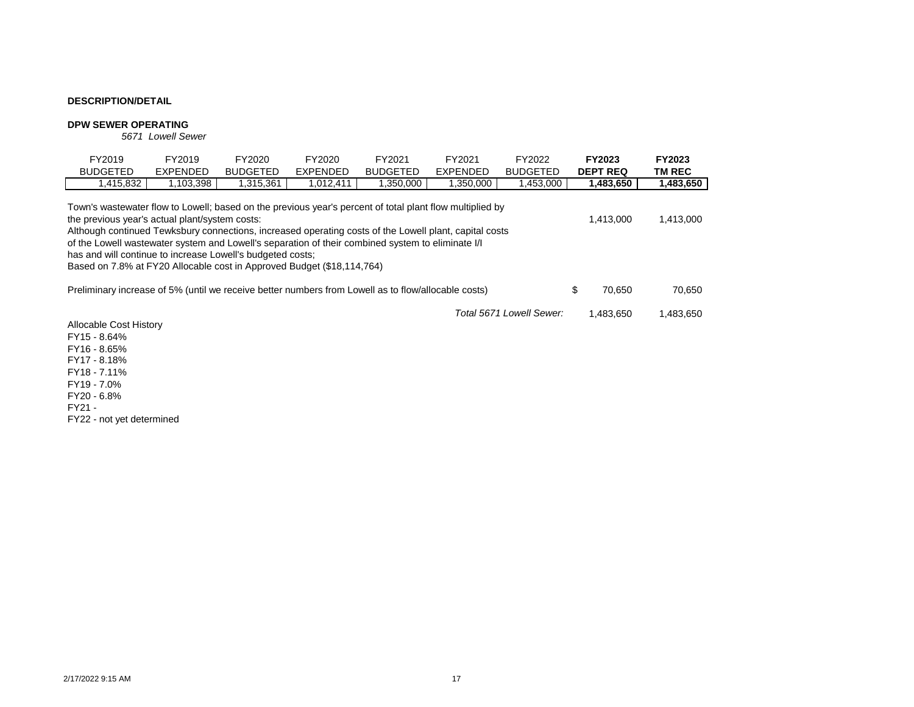**DESCRIPTION/DETAIL**

**DPW SEWER OPERATING**

*5671 Lowell Sewer*

| FY2019 BUDGETED | FY2019 EXPENDED | FY2020 BUDGETED | FY2020 EXPENDED | FY2021 BUDGETED | FY2021 EXPENDED | FY2022 BUDGETED | **FY2023 DEPT REQ** | **FY2023 TM REC** |
|---|---|---|---|---|---|---|---|---|
| 1,415,832 | 1,103,398 | 1,315,361 | 1,012,411 | 1,350,000 | 1,350,000 | 1,453,000 | **1,483,650** | **1,483,650** |

| Description | FY2023 DEPT REQ | FY2023 TM REC |
|---|---|---|
| Town's wastewater flow to Lowell; based on the previous year's percent of total plant flow multiplied by the previous year's actual plant/system costs: Although continued Tewksbury connections, increased operating costs of the Lowell plant, capital costs of the Lowell wastewater system and Lowell's separation of their combined system to eliminate I/I has and will continue to increase Lowell's budgeted costs; Based on 7.8% at FY20 Allocable cost in Approved Budget ($18,114,764) | 1,413,000 | 1,413,000 |
| Preliminary increase of 5% (until we receive better numbers from Lowell as to flow/allocable costs) | $ 70,650 | 70,650 |
| *Total 5671 Lowell Sewer:* | 1,483,650 | 1,483,650 |

Allocable Cost History

FY15 - 8.64%
FY16 - 8.65%
FY17 - 8.18%
FY18 - 7.11%
FY19 - 7.0%
FY20 - 6.8%
FY21 -
FY22 - not yet determined

2/17/2022 9:15 AM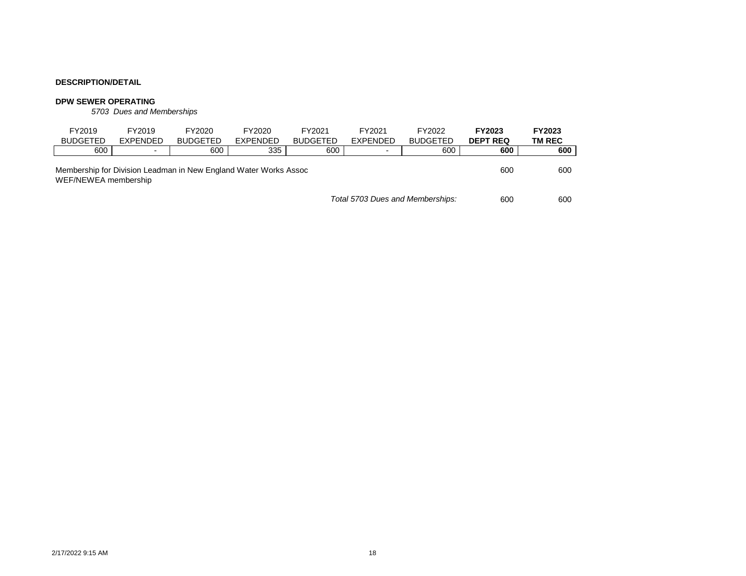**DESCRIPTION/DETAIL**

**DPW SEWER OPERATING**

*5703 Dues and Memberships*

| FY2019 BUDGETED | FY2019 EXPENDED | FY2020 BUDGETED | FY2020 EXPENDED | FY2021 BUDGETED | FY2021 EXPENDED | FY2022 BUDGETED | **FY2023 DEPT REQ** | **FY2023 TM REC** |
|---|---|---|---|---|---|---|---|---|
| 600 | - | 600 | 335 | 600 | - | 600 | **600** | **600** |

| Description | FY2023 DEPT REQ | FY2023 TM REC |
|---|---|---|
| Membership for Division Leadman in New England Water Works Assoc WEF/NEWEA membership | 600 | 600 |
| *Total 5703 Dues and Memberships:* | 600 | 600 |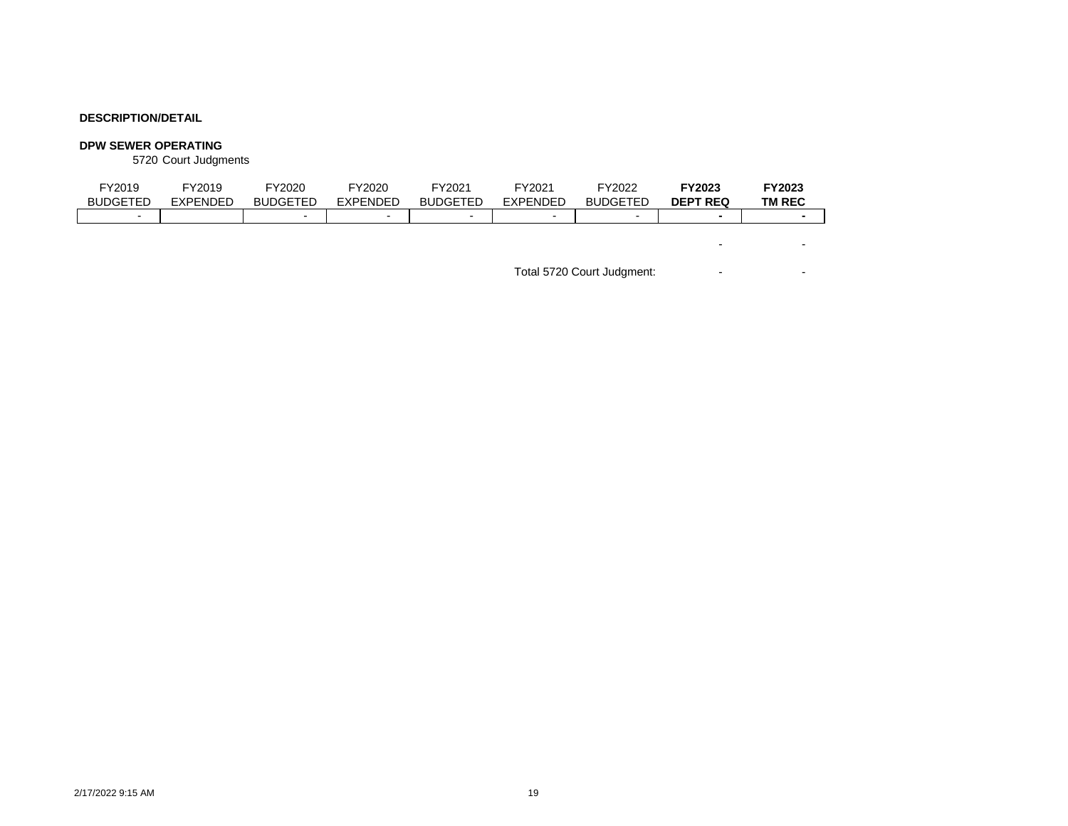**DESCRIPTION/DETAIL**

**DPW SEWER OPERATING**

5720 Court Judgments

| FY2019 BUDGETED | FY2019 EXPENDED | FY2020 BUDGETED | FY2020 EXPENDED | FY2021 BUDGETED | FY2021 EXPENDED | FY2022 BUDGETED | **FY2023 DEPT REQ** | **FY2023 TM REC** |
|---|---|---|---|---|---|---|---|---|
| - | | - | - | - | - | - | **-** | **-** |
| | | | | | | | - | - |
| | | | | | | Total 5720 Court Judgment: | - | - |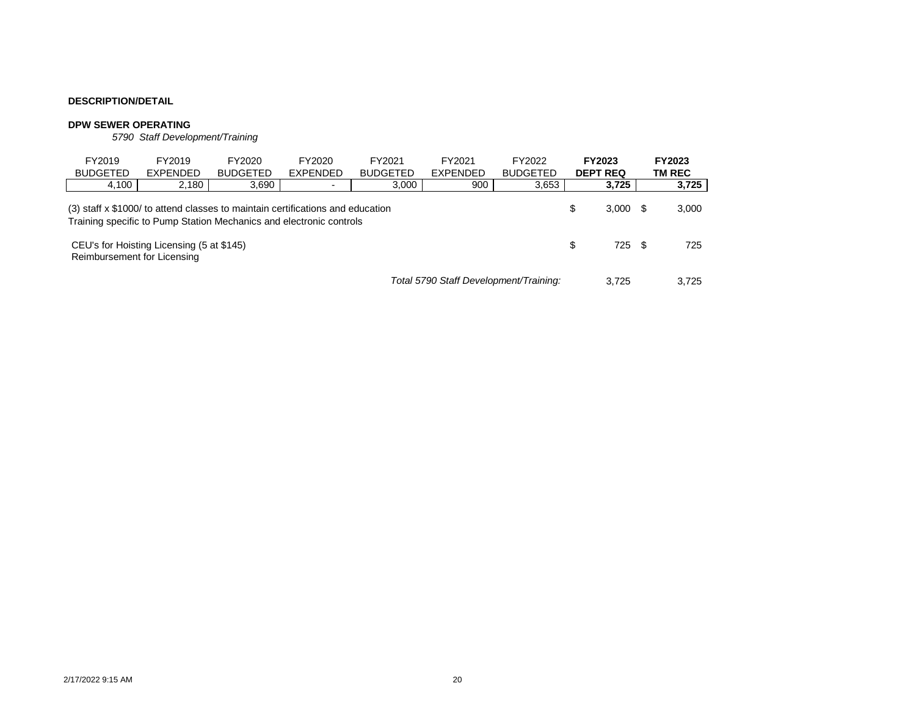**DESCRIPTION/DETAIL**

**DPW SEWER OPERATING**

*5790 Staff Development/Training*

| FY2019 BUDGETED | FY2019 EXPENDED | FY2020 BUDGETED | FY2020 EXPENDED | FY2021 BUDGETED | FY2021 EXPENDED | FY2022 BUDGETED | **FY2023 DEPT REQ** | **FY2023 TM REC** |
|---|---|---|---|---|---|---|---|---|
| 4,100 | 2,180 | 3,690 | - | 3,000 | 900 | 3,653 | **3,725** | **3,725** |

| Description | FY2023 DEPT REQ | FY2023 TM REC |
|---|---|---|
| (3) staff x $1000/ to attend classes to maintain certifications and education<br>Training specific to Pump Station Mechanics and electronic controls | $ 3,000 | $ 3,000 |
| CEU's for Hoisting Licensing (5 at $145)<br>Reimbursement for Licensing | $ 725 | $ 725 |
| *Total 5790 Staff Development/Training:* | 3,725 | 3,725 |

2/17/2022 9:15 AM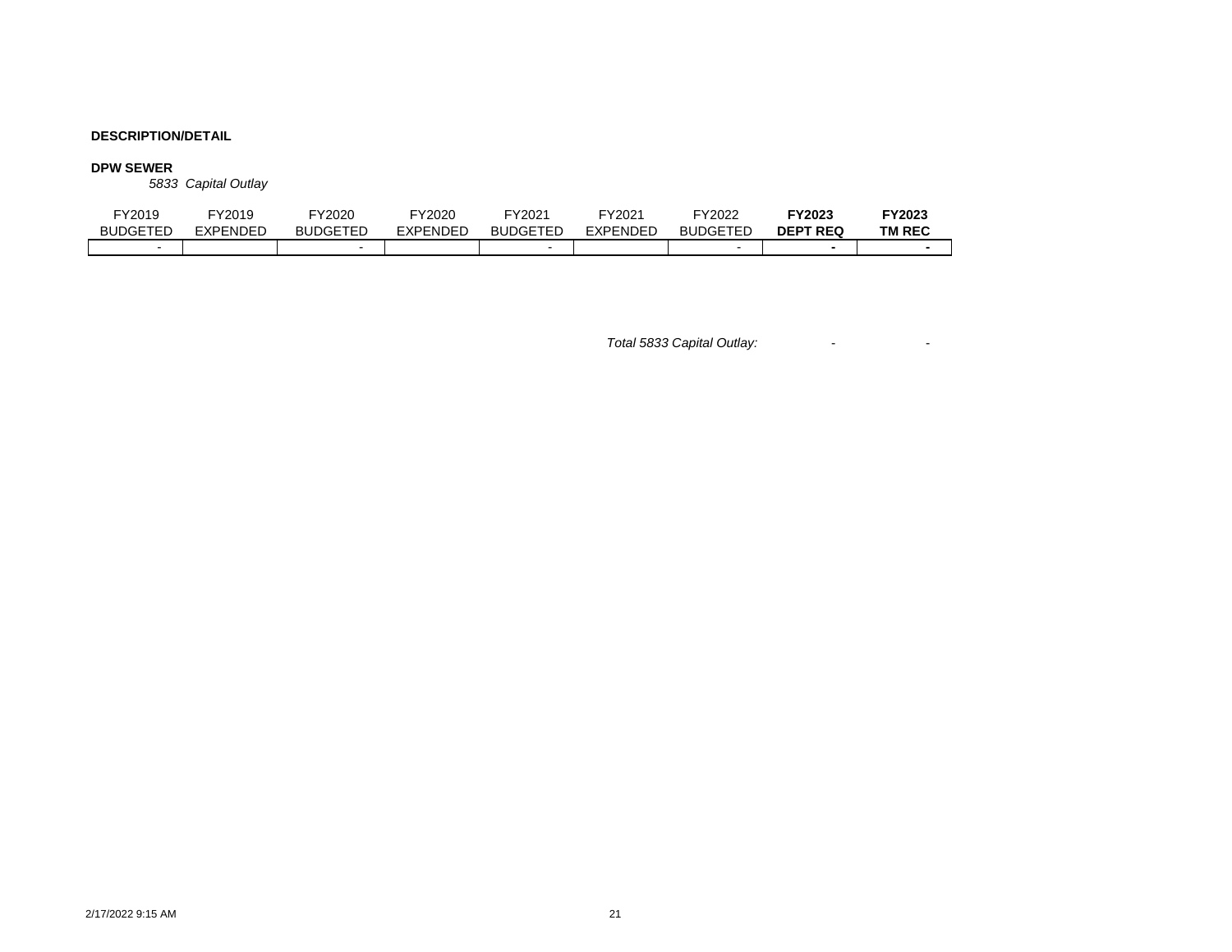**DESCRIPTION/DETAIL**

**DPW SEWER**

*5833 Capital Outlay*

| FY2019 BUDGETED | FY2019 EXPENDED | FY2020 BUDGETED | FY2020 EXPENDED | FY2021 BUDGETED | FY2021 EXPENDED | FY2022 BUDGETED | **FY2023 DEPT REQ** | **FY2023 TM REC** |
|---|---|---|---|---|---|---|---|---|
| - | | - | | - | | - | **-** | **-** |

*Total 5833 Capital Outlay:* - -